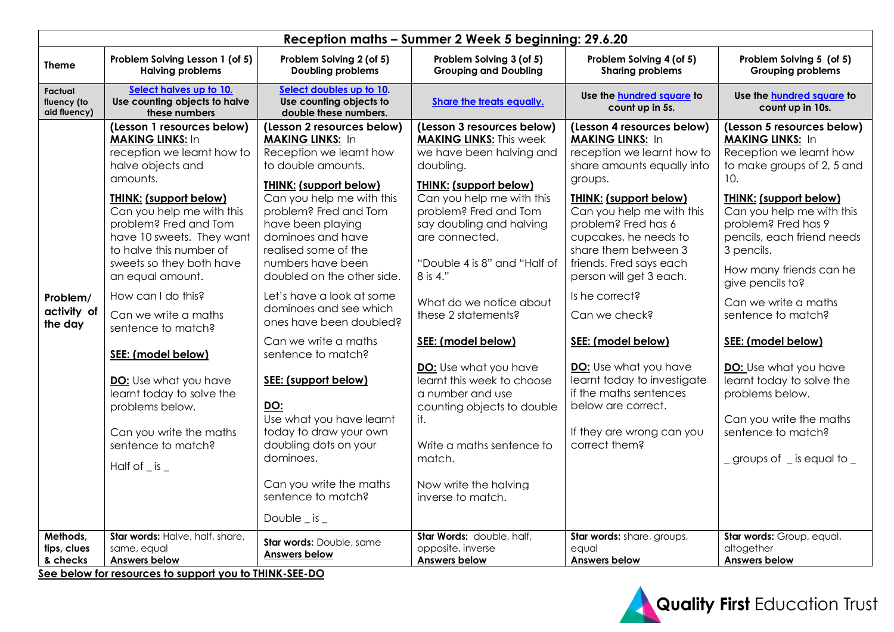| Reception maths – Summer 2 Week 5 beginning: 29.6.20 | | | | | |
|---|---|---|---|---|---|
| **Theme** | **Problem Solving Lesson 1 (of 5) Halving problems** | **Problem Solving 2 (of 5) Doubling problems** | **Problem Solving 3 (of 5) Grouping and Doubling** | **Problem Solving 4 (of 5) Sharing problems** | **Problem Solving 5 (of 5) Grouping problems** |
| **Factual fluency (to aid fluency)** | **Select halves up to 10. Use counting objects to halve these numbers** | **Select doubles up to 10. Use counting objects to double these numbers.** | **Share the treats equally.** | **Use the hundred square to count up in 5s.** | **Use the hundred square to count up in 10s.** |
| **Problem/ activity of the day** | **(Lesson 1 resources below)** <br> **MAKING LINKS:** In reception we learnt how to halve objects and amounts. <br> **THINK: (support below)** Can you help me with this problem? Fred and Tom have 10 sweets. They want to halve this number of sweets so they both have an equal amount. <br> How can I do this? <br> Can we write a maths sentence to match? <br> **SEE: (model below)** <br> **DO:** Use what you have learnt today to solve the problems below. <br> Can you write the maths sentence to match? <br> Half of _ is _ | **(Lesson 2 resources below)** <br> **MAKING LINKS:** In Reception we learnt how to double amounts. <br> **THINK: (support below)** Can you help me with this problem? Fred and Tom have been playing dominoes and have realised some of the numbers have been doubled on the other side. <br> Let's have a look at some dominoes and see which ones have been doubled? <br> Can we write a maths sentence to match? <br> **SEE: (support below)** <br> **DO:** Use what you have learnt today to draw your own doubling dots on your dominoes. <br> Can you write the maths sentence to match? <br> Double _ is _ | **(Lesson 3 resources below)** <br> **MAKING LINKS:** This week we have been halving and doubling. <br> **THINK: (support below)** Can you help me with this problem? Fred and Tom say doubling and halving are connected. <br> "Double 4 is 8" and "Half of 8 is 4." <br> What do we notice about these 2 statements? <br> **SEE: (model below)** <br> **DO:** Use what you have learnt this week to choose a number and use counting objects to double it. <br> Write a maths sentence to match. <br> Now write the halving inverse to match. | **(Lesson 4 resources below)** <br> **MAKING LINKS:** In reception we learnt how to share amounts equally into groups. <br> **THINK: (support below)** Can you help me with this problem? Fred has 6 cupcakes, he needs to share them between 3 friends. Fred says each person will get 3 each. <br> Is he correct? <br> Can we check? <br> **SEE: (model below)** <br> **DO:** Use what you have learnt today to investigate if the maths sentences below are correct. <br> If they are wrong can you correct them? | **(Lesson 5 resources below)** <br> **MAKING LINKS:** In Reception we learnt how to make groups of 2, 5 and 10. <br> **THINK: (support below)** Can you help me with this problem? Fred has 9 pencils, each friend needs 3 pencils. <br> How many friends can he give pencils to? <br> Can we write a maths sentence to match? <br> **SEE: (model below)** <br> **DO:** Use what you have learnt today to solve the problems below. <br> Can you write the maths sentence to match? <br> _ groups of _ is equal to _ |
| **Methods, tips, clues & checks** | **Star words:** Halve, half, share, same, equal <br> **Answers below** | **Star words:** Double, same <br> **Answers below** | **Star Words:** double, half, opposite, inverse <br> **Answers below** | **Star words:** share, groups, equal <br> **Answers below** | **Star words:** Group, equal, altogether <br> **Answers below** |

**See below for resources to support you to THINK-SEE-DO**

Quality First Education Trust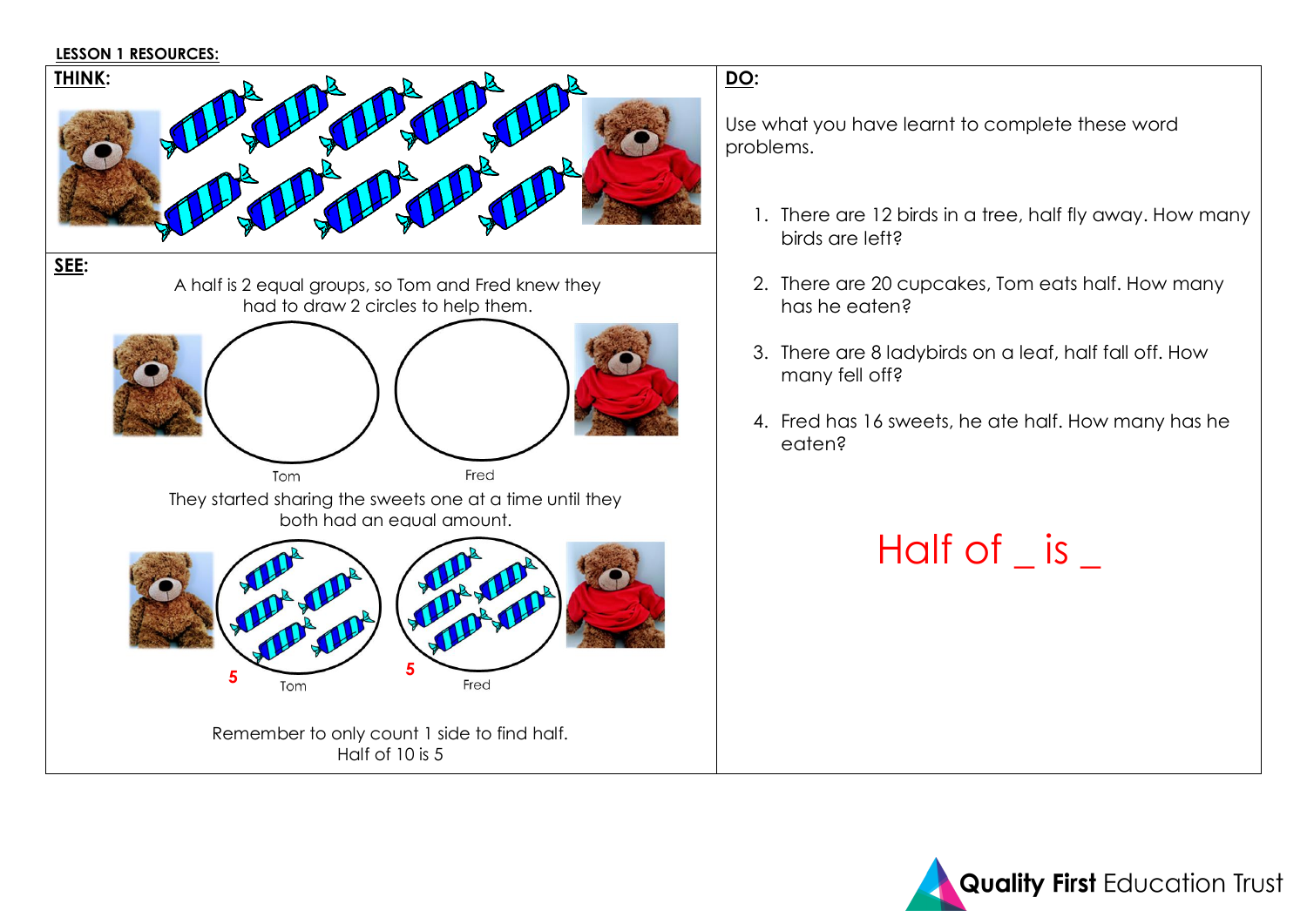**LESSON 1 RESOURCES:**

**THINK:**

**SEE:**

A half is 2 equal groups, so Tom and Fred knew they had to draw 2 circles to help them.

Tom Fred

They started sharing the sweets one at a time until they both had an equal amount.

5 Tom 5 Fred

Remember to only count 1 side to find half.
Half of 10 is 5

**DO:**

Use what you have learnt to complete these word problems.

1. There are 12 birds in a tree, half fly away. How many birds are left?
2. There are 20 cupcakes, Tom eats half. How many has he eaten?
3. There are 8 ladybirds on a leaf, half fall off. How many fell off?
4. Fred has 16 sweets, he ate half. How many has he eaten?

Half of _ is _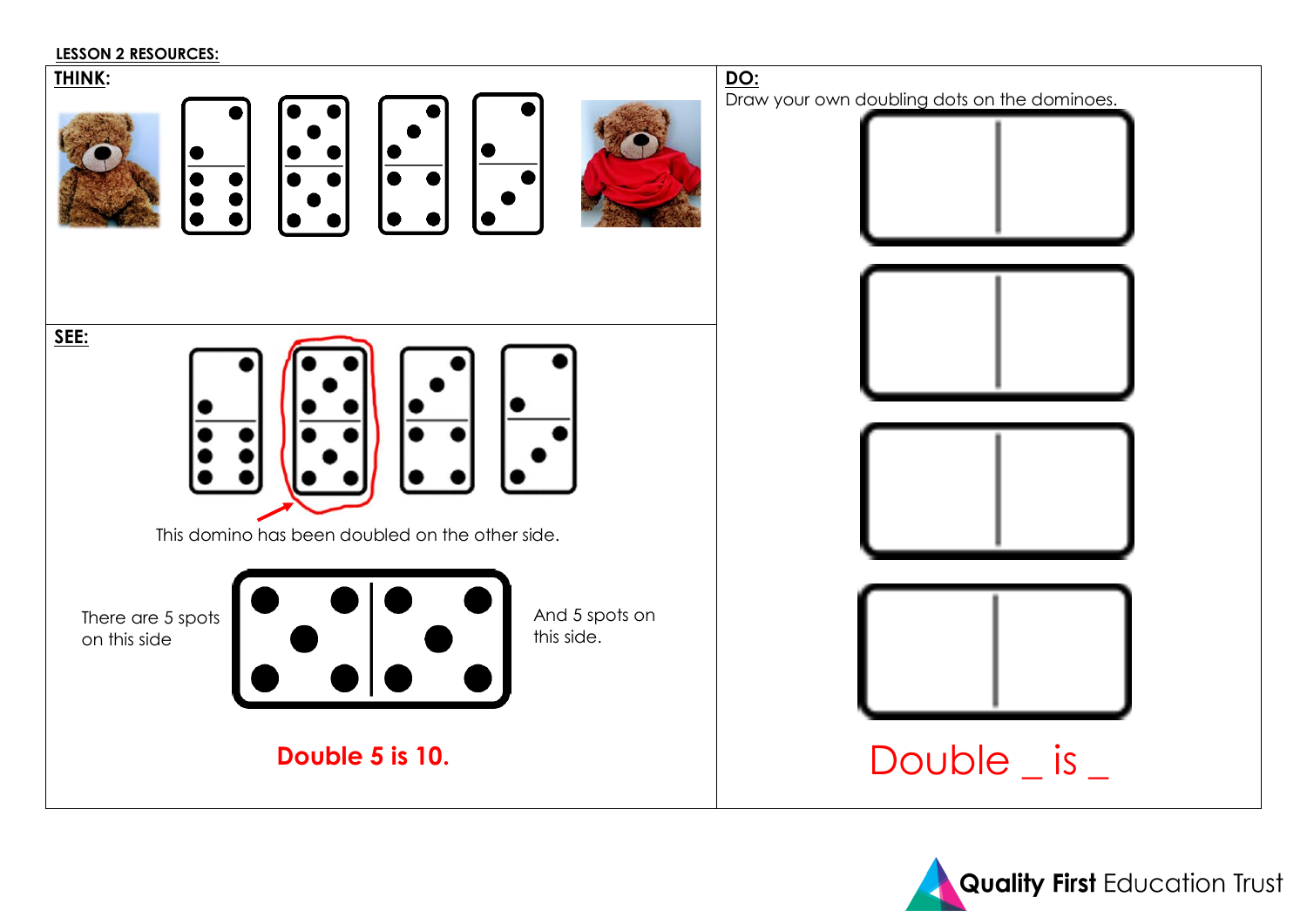**LESSON 2 RESOURCES:**

**THINK:**

**SEE:**

This domino has been doubled on the other side.

There are 5 spots on this side

And 5 spots on this side.

**Double 5 is 10.**

**DO:**

Draw your own doubling dots on the dominoes.

Double _ is _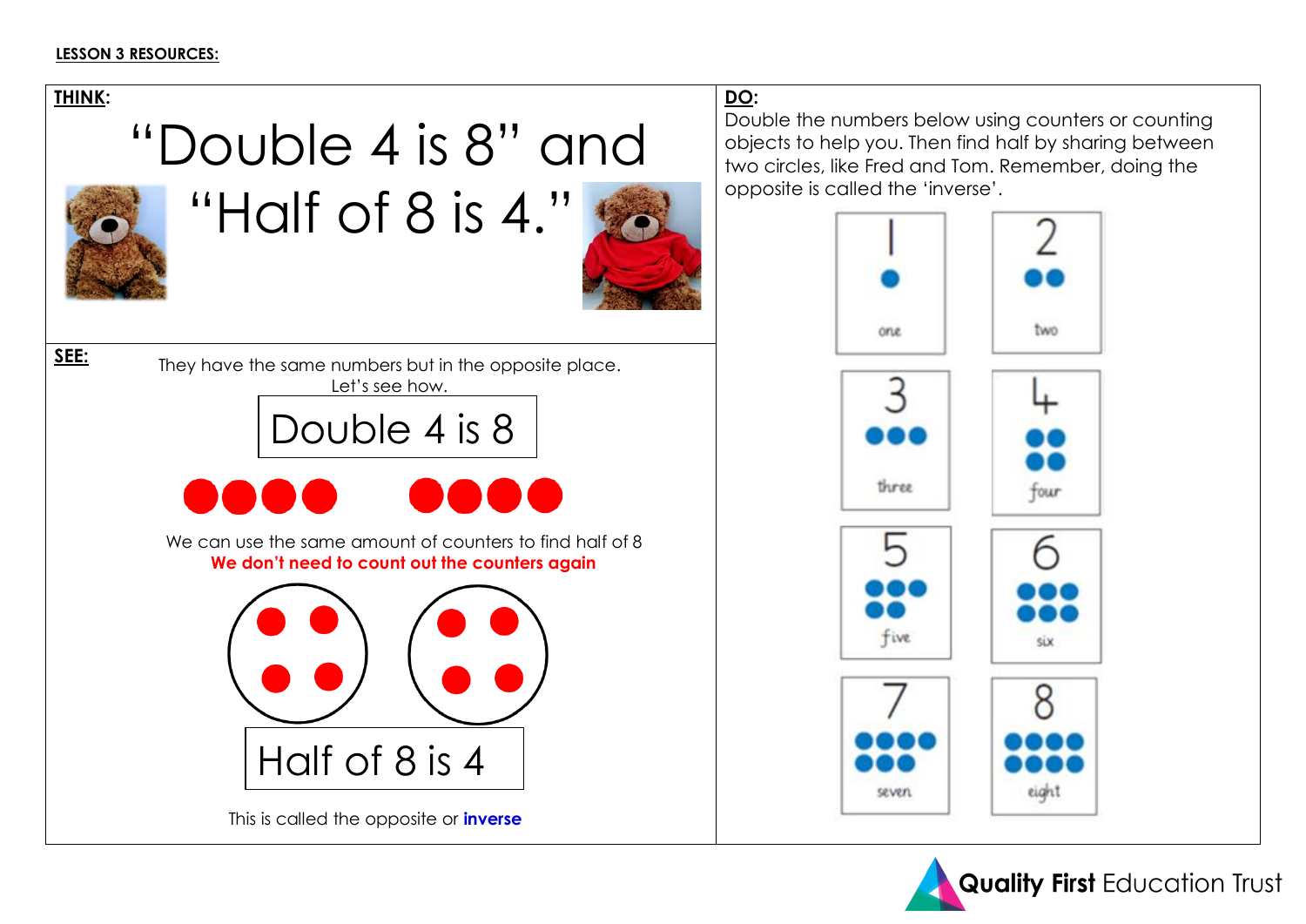**LESSON 3 RESOURCES:**

**THINK:**

# "Double 4 is 8" and "Half of 8 is 4."

**SEE:**

They have the same numbers but in the opposite place. Let's see how.

Double 4 is 8

We can use the same amount of counters to find half of 8

**We don't need to count out the counters again**

Half of 8 is 4

This is called the opposite or **inverse**

**DO:**

Double the numbers below using counters or counting objects to help you. Then find half by sharing between two circles, like Fred and Tom. Remember, doing the opposite is called the 'inverse'.

| | |
|---|---|
| 1 one | 2 two |
| 3 three | 4 four |
| 5 five | 6 six |
| 7 seven | 8 eight |

**Quality First** Education Trust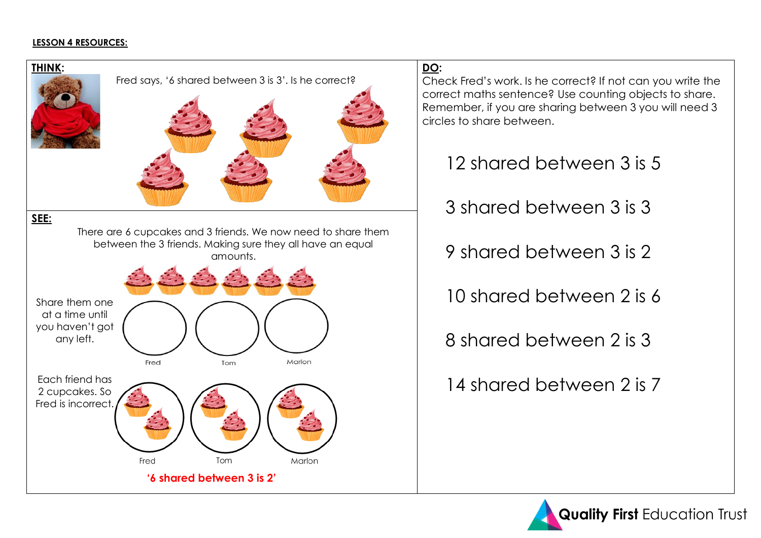**LESSON 4 RESOURCES:**

**THINK:**

Fred says, '6 shared between 3 is 3'. Is he correct?

**SEE:**

There are 6 cupcakes and 3 friends. We now need to share them between the 3 friends. Making sure they all have an equal amounts.

Share them one at a time until you haven't got any left.

Fred Tom Marlon

Each friend has 2 cupcakes. So Fred is incorrect.

Fred Tom Marlon

**'6 shared between 3 is 2'**

**DO:**

Check Fred's work. Is he correct? If not can you write the correct maths sentence? Use counting objects to share. Remember, if you are sharing between 3 you will need 3 circles to share between.

12 shared between 3 is 5

3 shared between 3 is 3

9 shared between 3 is 2

10 shared between 2 is 6

8 shared between 2 is 3

14 shared between 2 is 7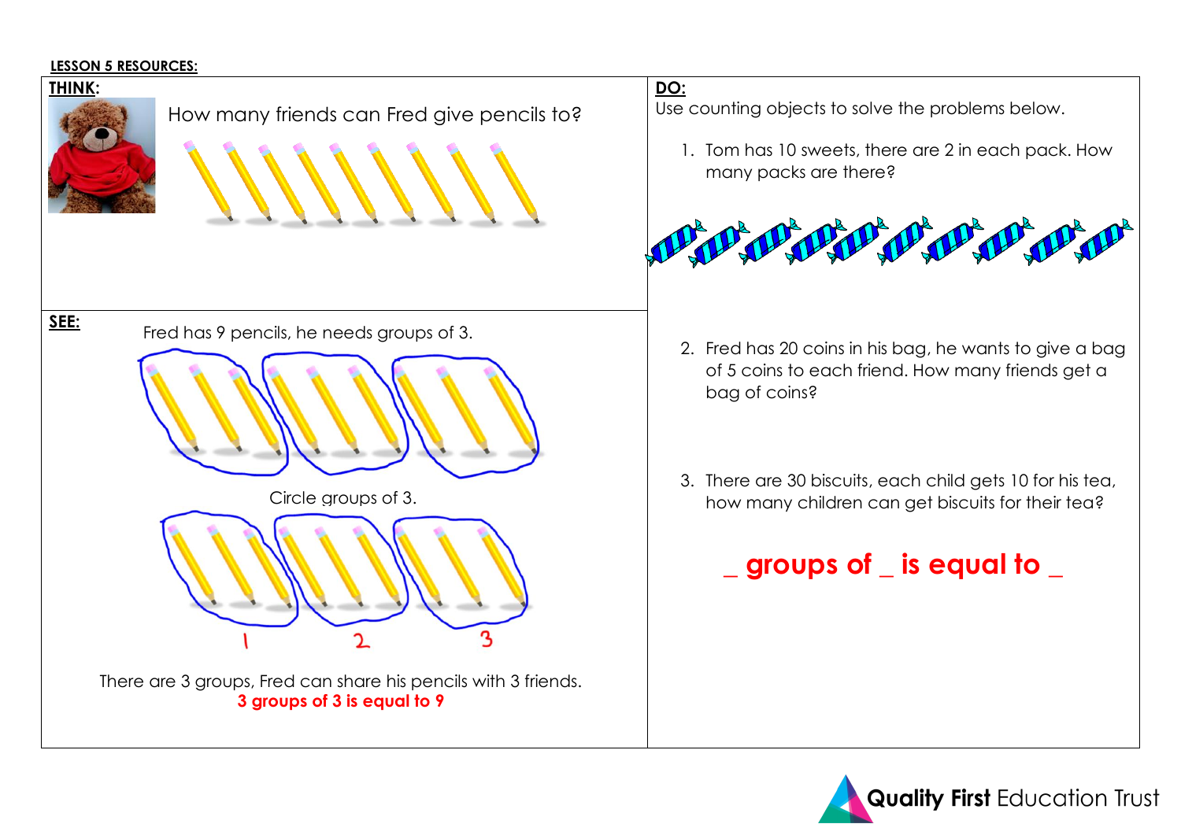**LESSON 5 RESOURCES:**

**THINK:**

How many friends can Fred give pencils to?

**SEE:**

Fred has 9 pencils, he needs groups of 3.

Circle groups of 3.

1 2 3

There are 3 groups, Fred can share his pencils with 3 friends.

**3 groups of 3 is equal to 9**

**DO:**

Use counting objects to solve the problems below.

1. Tom has 10 sweets, there are 2 in each pack. How many packs are there?

2. Fred has 20 coins in his bag, he wants to give a bag of 5 coins to each friend. How many friends get a bag of coins?

3. There are 30 biscuits, each child gets 10 for his tea, how many children can get biscuits for their tea?

**_ groups of _ is equal to _**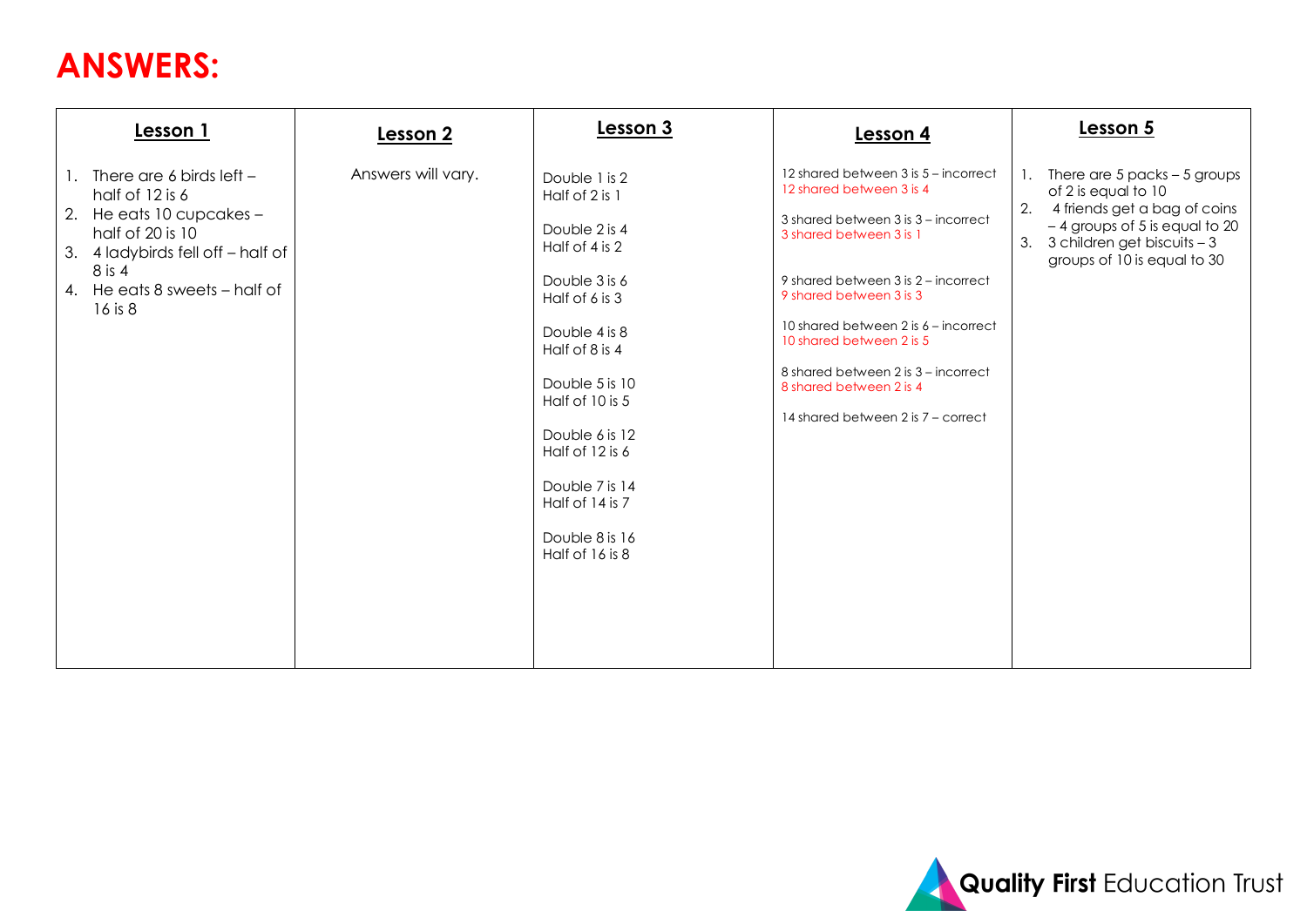# ANSWERS:

| Lesson 1 | Lesson 2 | Lesson 3 | Lesson 4 | Lesson 5 |
|---|---|---|---|---|
| 1. There are 6 birds left – half of 12 is 6<br>2. He eats 10 cupcakes – half of 20 is 10<br>3. 4 ladybirds fell off – half of 8 is 4<br>4. He eats 8 sweets – half of 16 is 8 | Answers will vary. | Double 1 is 2<br>Half of 2 is 1<br><br>Double 2 is 4<br>Half of 4 is 2<br><br>Double 3 is 6<br>Half of 6 is 3<br><br>Double 4 is 8<br>Half of 8 is 4<br><br>Double 5 is 10<br>Half of 10 is 5<br><br>Double 6 is 12<br>Half of 12 is 6<br><br>Double 7 is 14<br>Half of 14 is 7<br><br>Double 8 is 16<br>Half of 16 is 8 | 12 shared between 3 is 5 – incorrect<br>12 shared between 3 is 4<br><br>3 shared between 3 is 3 – incorrect<br>3 shared between 3 is 1<br><br>9 shared between 3 is 2 – incorrect<br>9 shared between 3 is 3<br><br>10 shared between 2 is 6 – incorrect<br>10 shared between 2 is 5<br><br>8 shared between 2 is 3 – incorrect<br>8 shared between 2 is 4<br><br>14 shared between 2 is 7 – correct | 1. There are 5 packs – 5 groups of 2 is equal to 10<br>2. 4 friends get a bag of coins – 4 groups of 5 is equal to 20<br>3. 3 children get biscuits – 3 groups of 10 is equal to 30 |

Quality First Education Trust